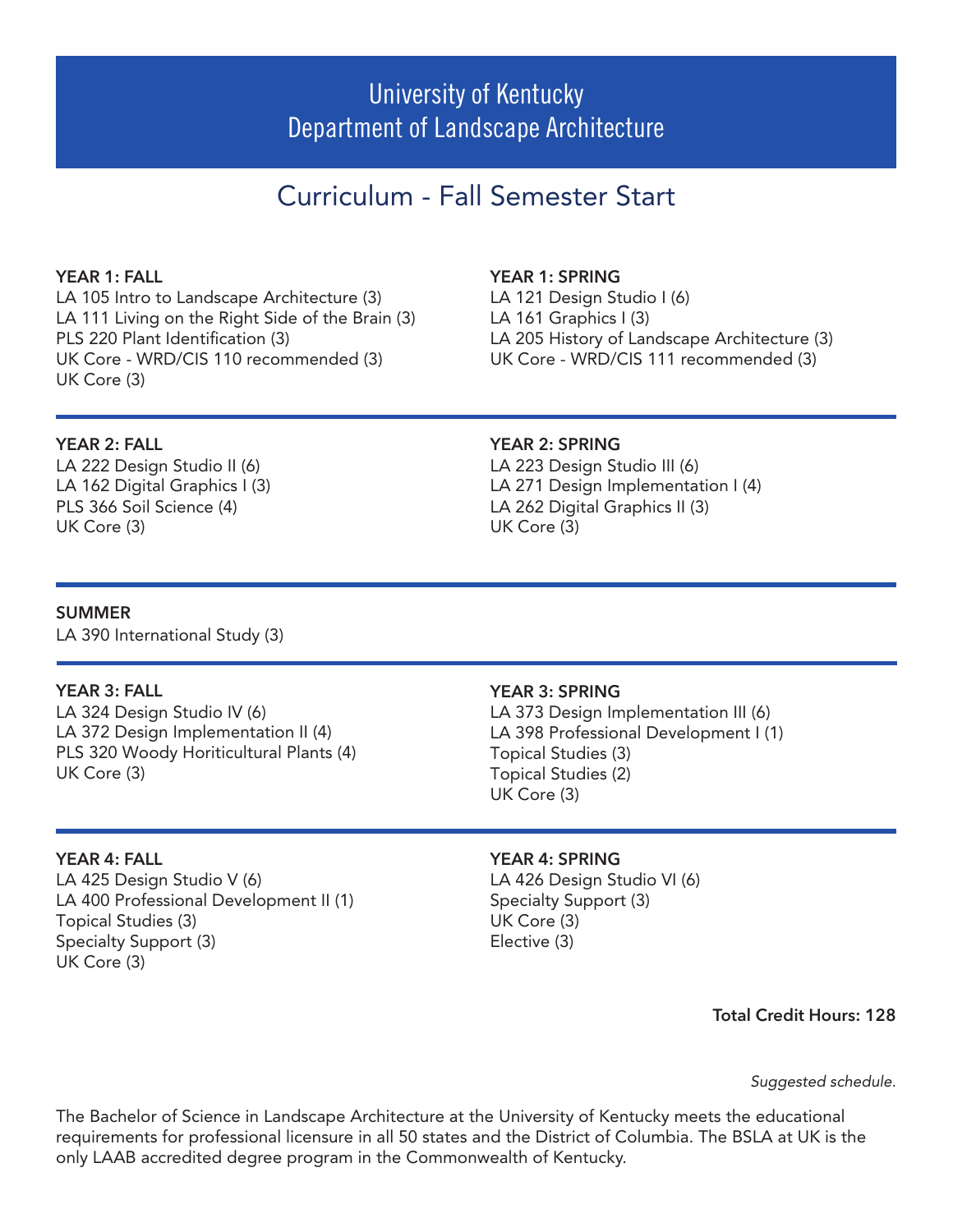# University of Kentucky
# Department of Landscape Architecture

## Curriculum - Fall Semester Start

**YEAR 1: FALL**
LA 105 Intro to Landscape Architecture (3)
LA 111 Living on the Right Side of the Brain (3)
PLS 220 Plant Identification (3)
UK Core - WRD/CIS 110 recommended (3)
UK Core (3)

**YEAR 1: SPRING**
LA 121 Design Studio I (6)
LA 161 Graphics I (3)
LA 205 History of Landscape Architecture (3)
UK Core - WRD/CIS 111 recommended (3)

**YEAR 2: FALL**
LA 222 Design Studio II (6)
LA 162 Digital Graphics I (3)
PLS 366 Soil Science (4)
UK Core (3)

**YEAR 2: SPRING**
LA 223 Design Studio III (6)
LA 271 Design Implementation I (4)
LA 262 Digital Graphics II (3)
UK Core (3)

**SUMMER**
LA 390 International Study (3)

**YEAR 3: FALL**
LA 324 Design Studio IV (6)
LA 372 Design Implementation II (4)
PLS 320 Woody Horiticultural Plants (4)
UK Core (3)

**YEAR 3: SPRING**
LA 373 Design Implementation III (6)
LA 398 Professional Development I (1)
Topical Studies (3)
Topical Studies (2)
UK Core (3)

**YEAR 4: FALL**
LA 425 Design Studio V (6)
LA 400 Professional Development II (1)
Topical Studies (3)
Specialty Support (3)
UK Core (3)

**YEAR 4: SPRING**
LA 426 Design Studio VI (6)
Specialty Support (3)
UK Core (3)
Elective (3)

**Total Credit Hours: 128**

*Suggested schedule.*

The Bachelor of Science in Landscape Architecture at the University of Kentucky meets the educational requirements for professional licensure in all 50 states and the District of Columbia. The BSLA at UK is the only LAAB accredited degree program in the Commonwealth of Kentucky.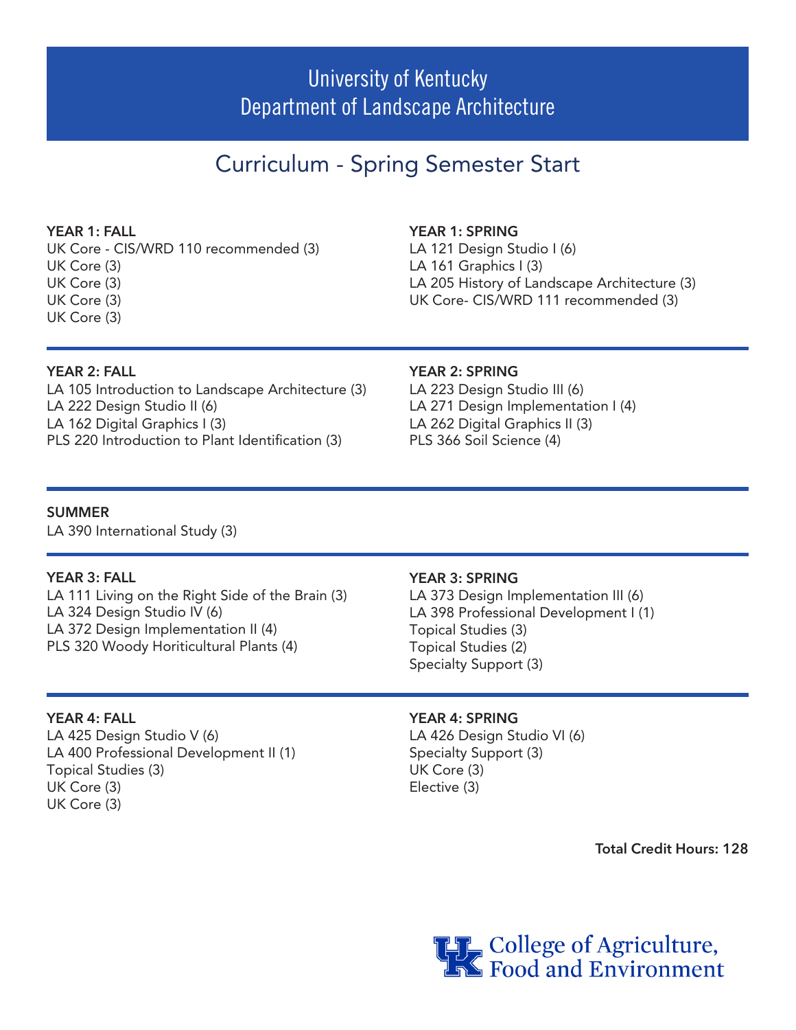# University of Kentucky
# Department of Landscape Architecture

## Curriculum - Spring Semester Start

**YEAR 1: FALL**
UK Core - CIS/WRD 110 recommended (3)
UK Core (3)
UK Core (3)
UK Core (3)
UK Core (3)

**YEAR 1: SPRING**
LA 121 Design Studio I (6)
LA 161 Graphics I (3)
LA 205 History of Landscape Architecture (3)
UK Core- CIS/WRD 111 recommended (3)

**YEAR 2: FALL**
LA 105 Introduction to Landscape Architecture (3)
LA 222 Design Studio II (6)
LA 162 Digital Graphics I (3)
PLS 220 Introduction to Plant Identification (3)

**YEAR 2: SPRING**
LA 223 Design Studio III (6)
LA 271 Design Implementation I (4)
LA 262 Digital Graphics II (3)
PLS 366 Soil Science (4)

**SUMMER**
LA 390 International Study (3)

**YEAR 3: FALL**
LA 111 Living on the Right Side of the Brain (3)
LA 324 Design Studio IV (6)
LA 372 Design Implementation II (4)
PLS 320 Woody Horiticultural Plants (4)

**YEAR 3: SPRING**
LA 373 Design Implementation III (6)
LA 398 Professional Development I (1)
Topical Studies (3)
Topical Studies (2)
Specialty Support (3)

**YEAR 4: FALL**
LA 425 Design Studio V (6)
LA 400 Professional Development II (1)
Topical Studies (3)
UK Core (3)
UK Core (3)

**YEAR 4: SPRING**
LA 426 Design Studio VI (6)
Specialty Support (3)
UK Core (3)
Elective (3)

**Total Credit Hours: 128**

College of Agriculture, Food and Environment